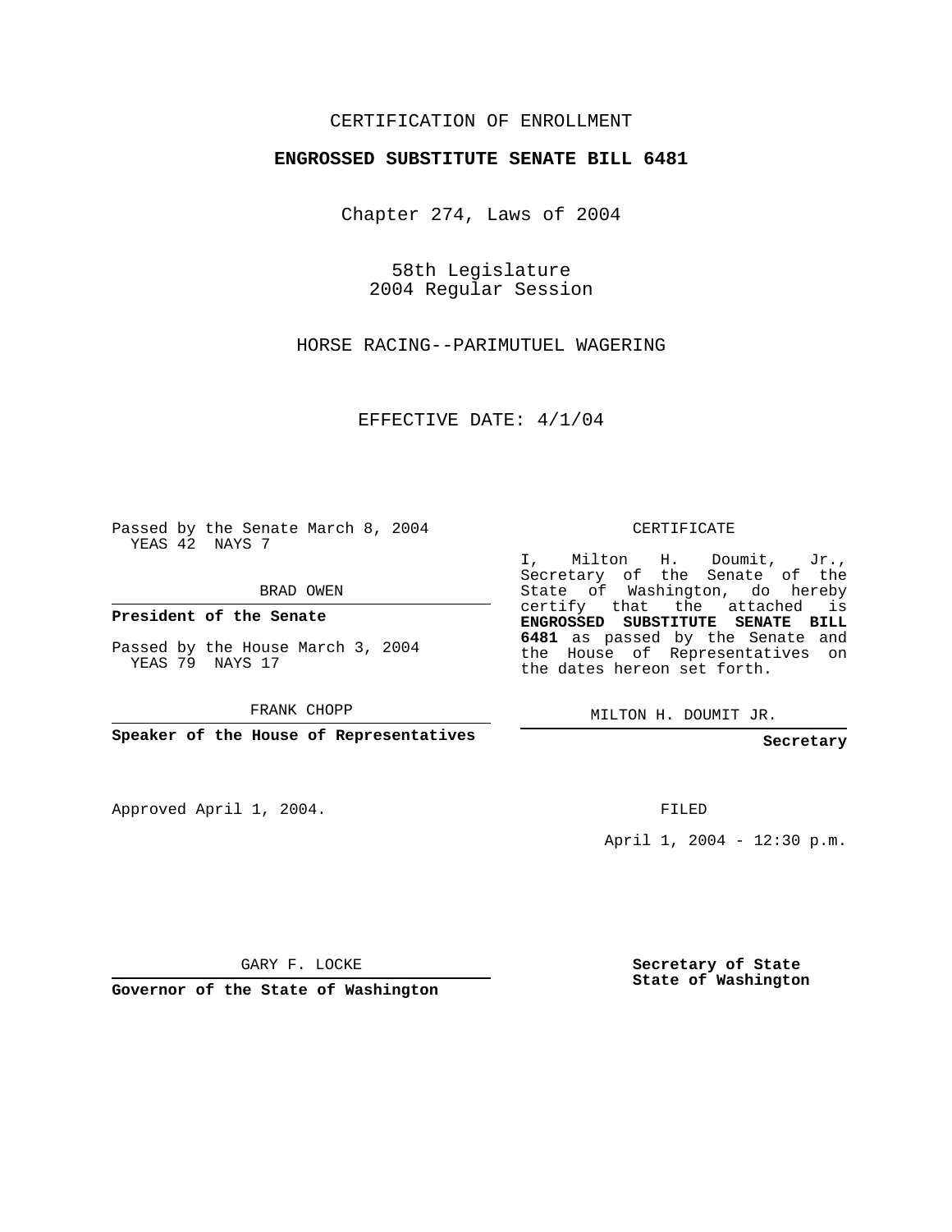CERTIFICATION OF ENROLLMENT

**ENGROSSED SUBSTITUTE SENATE BILL 6481**

Chapter 274, Laws of 2004

58th Legislature
2004 Regular Session

HORSE RACING--PARIMUTUEL WAGERING

EFFECTIVE DATE: 4/1/04

Passed by the Senate March 8, 2004
YEAS 42 NAYS 7

BRAD OWEN

**President of the Senate**

Passed by the House March 3, 2004
YEAS 79 NAYS 17

FRANK CHOPP

**Speaker of the House of Representatives**

CERTIFICATE

I, Milton H. Doumit, Jr., Secretary of the Senate of the State of Washington, do hereby certify that the attached is **ENGROSSED SUBSTITUTE SENATE BILL 6481** as passed by the Senate and the House of Representatives on the dates hereon set forth.

MILTON H. DOUMIT JR.

**Secretary**

Approved April 1, 2004.

FILED

April 1, 2004 - 12:30 p.m.

GARY F. LOCKE

**Governor of the State of Washington**

**Secretary of State**
**State of Washington**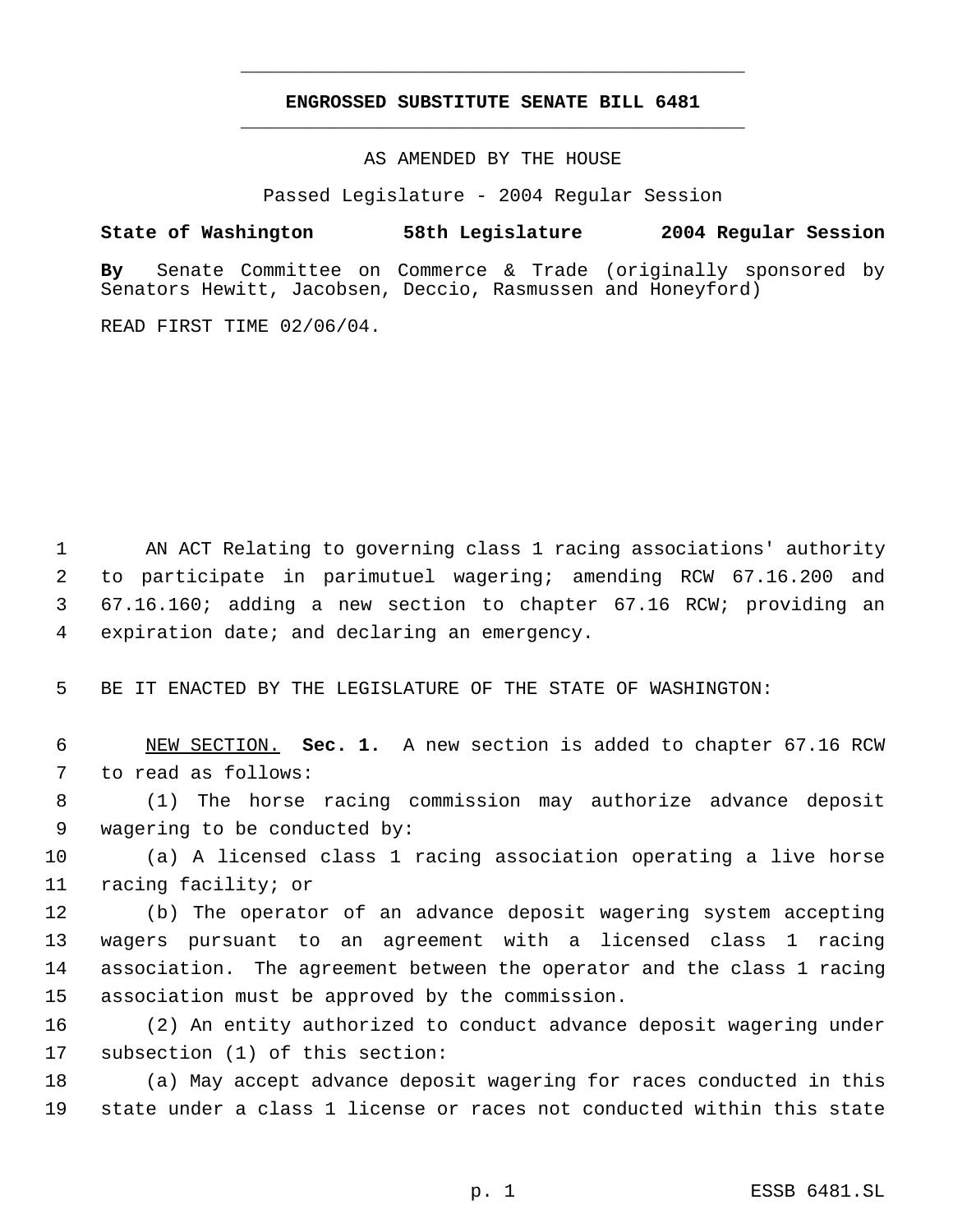# ENGROSSED SUBSTITUTE SENATE BILL 6481

AS AMENDED BY THE HOUSE

Passed Legislature - 2004 Regular Session

**State of Washington 58th Legislature 2004 Regular Session**

**By** Senate Committee on Commerce & Trade (originally sponsored by Senators Hewitt, Jacobsen, Deccio, Rasmussen and Honeyford)

READ FIRST TIME 02/06/04.

AN ACT Relating to governing class 1 racing associations' authority to participate in parimutuel wagering; amending RCW 67.16.200 and 67.16.160; adding a new section to chapter 67.16 RCW; providing an expiration date; and declaring an emergency.

BE IT ENACTED BY THE LEGISLATURE OF THE STATE OF WASHINGTON:

NEW SECTION. **Sec. 1.** A new section is added to chapter 67.16 RCW to read as follows:

(1) The horse racing commission may authorize advance deposit wagering to be conducted by:

(a) A licensed class 1 racing association operating a live horse racing facility; or

(b) The operator of an advance deposit wagering system accepting wagers pursuant to an agreement with a licensed class 1 racing association. The agreement between the operator and the class 1 racing association must be approved by the commission.

(2) An entity authorized to conduct advance deposit wagering under subsection (1) of this section:

(a) May accept advance deposit wagering for races conducted in this state under a class 1 license or races not conducted within this state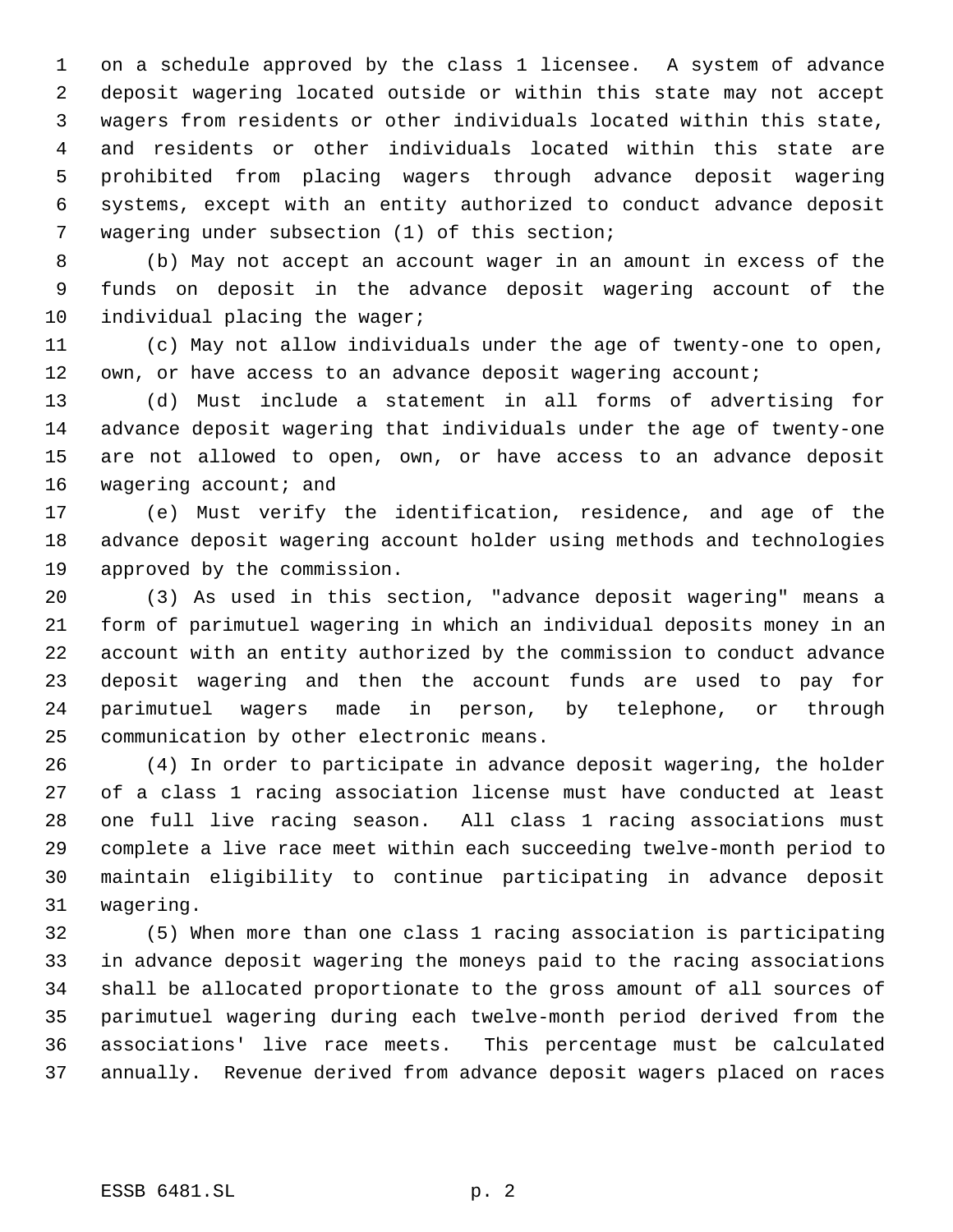on a schedule approved by the class 1 licensee. A system of advance deposit wagering located outside or within this state may not accept wagers from residents or other individuals located within this state, and residents or other individuals located within this state are prohibited from placing wagers through advance deposit wagering systems, except with an entity authorized to conduct advance deposit wagering under subsection (1) of this section;

(b) May not accept an account wager in an amount in excess of the funds on deposit in the advance deposit wagering account of the individual placing the wager;

(c) May not allow individuals under the age of twenty-one to open, own, or have access to an advance deposit wagering account;

(d) Must include a statement in all forms of advertising for advance deposit wagering that individuals under the age of twenty-one are not allowed to open, own, or have access to an advance deposit wagering account; and

(e) Must verify the identification, residence, and age of the advance deposit wagering account holder using methods and technologies approved by the commission.

(3) As used in this section, "advance deposit wagering" means a form of parimutuel wagering in which an individual deposits money in an account with an entity authorized by the commission to conduct advance deposit wagering and then the account funds are used to pay for parimutuel wagers made in person, by telephone, or through communication by other electronic means.

(4) In order to participate in advance deposit wagering, the holder of a class 1 racing association license must have conducted at least one full live racing season. All class 1 racing associations must complete a live race meet within each succeeding twelve-month period to maintain eligibility to continue participating in advance deposit wagering.

(5) When more than one class 1 racing association is participating in advance deposit wagering the moneys paid to the racing associations shall be allocated proportionate to the gross amount of all sources of parimutuel wagering during each twelve-month period derived from the associations' live race meets. This percentage must be calculated annually. Revenue derived from advance deposit wagers placed on races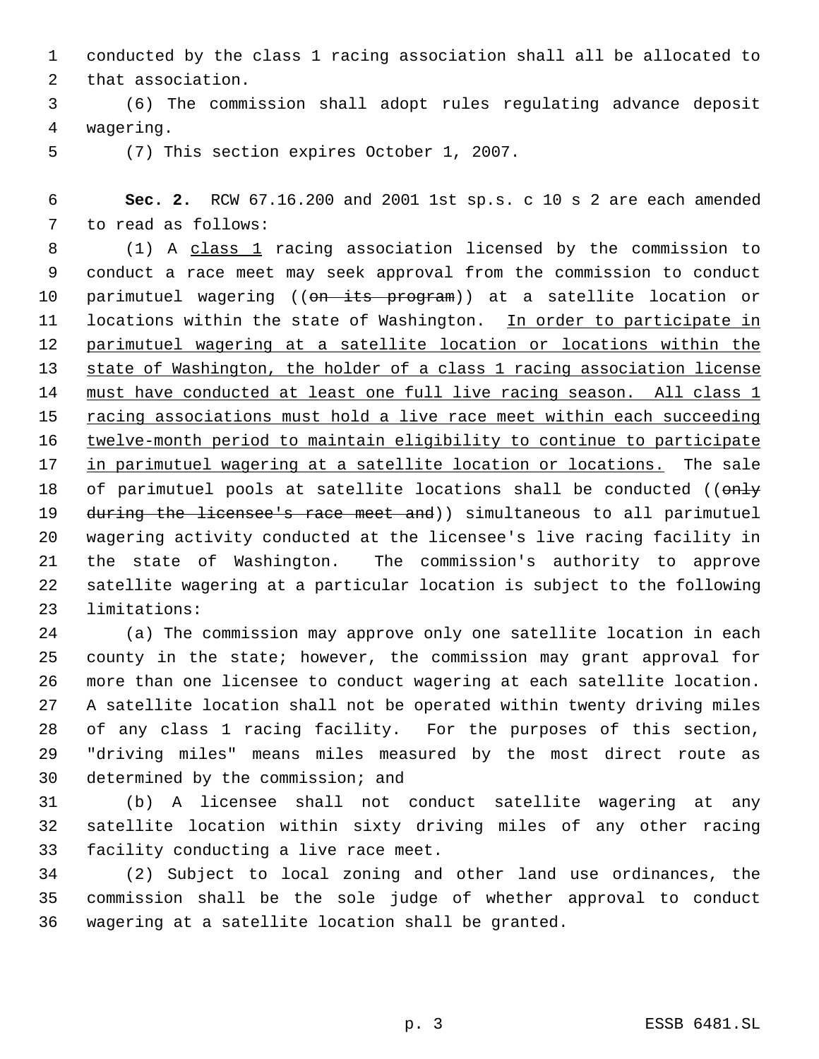conducted by the class 1 racing association shall all be allocated to that association.

(6) The commission shall adopt rules regulating advance deposit wagering.

(7) This section expires October 1, 2007.

**Sec. 2.** RCW 67.16.200 and 2001 1st sp.s. c 10 s 2 are each amended to read as follows:

(1) A <u>class 1</u> racing association licensed by the commission to conduct a race meet may seek approval from the commission to conduct parimutuel wagering ((~~on its program~~)) at a satellite location or locations within the state of Washington. <u>In order to participate in parimutuel wagering at a satellite location or locations within the state of Washington, the holder of a class 1 racing association license must have conducted at least one full live racing season. All class 1 racing associations must hold a live race meet within each succeeding twelve-month period to maintain eligibility to continue to participate in parimutuel wagering at a satellite location or locations.</u> The sale of parimutuel pools at satellite locations shall be conducted ((~~only during the licensee's race meet and~~)) simultaneous to all parimutuel wagering activity conducted at the licensee's live racing facility in the state of Washington. The commission's authority to approve satellite wagering at a particular location is subject to the following limitations:

(a) The commission may approve only one satellite location in each county in the state; however, the commission may grant approval for more than one licensee to conduct wagering at each satellite location. A satellite location shall not be operated within twenty driving miles of any class 1 racing facility. For the purposes of this section, "driving miles" means miles measured by the most direct route as determined by the commission; and

(b) A licensee shall not conduct satellite wagering at any satellite location within sixty driving miles of any other racing facility conducting a live race meet.

(2) Subject to local zoning and other land use ordinances, the commission shall be the sole judge of whether approval to conduct wagering at a satellite location shall be granted.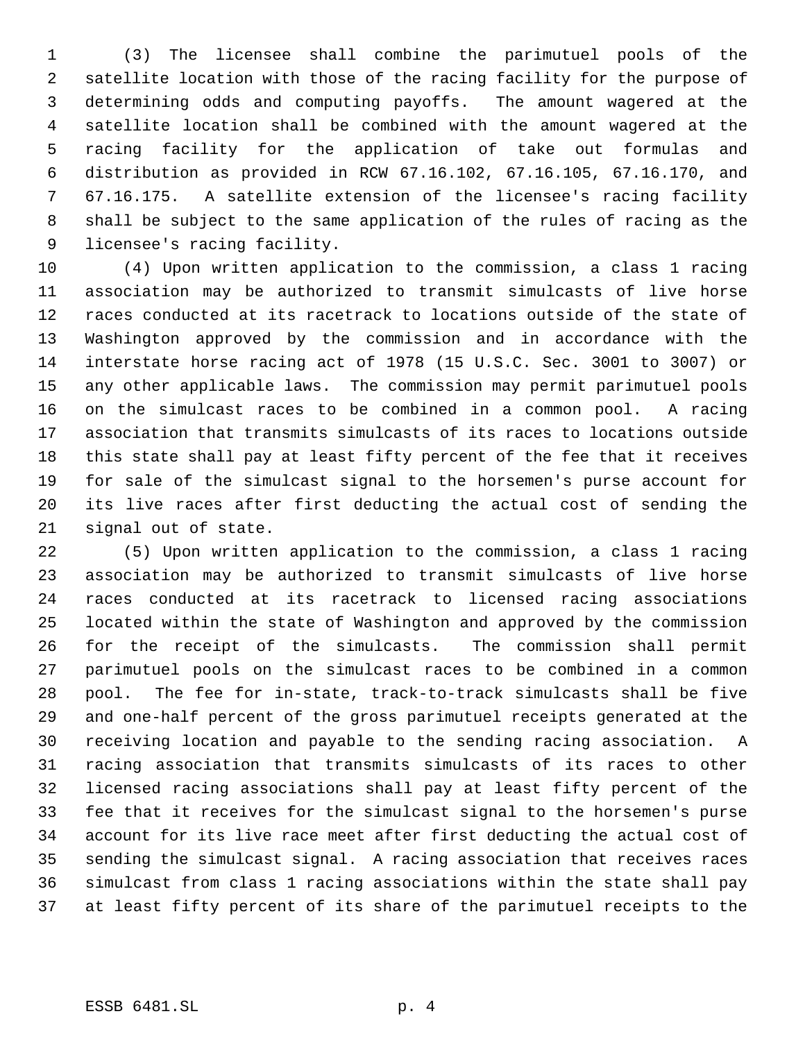(3) The licensee shall combine the parimutuel pools of the satellite location with those of the racing facility for the purpose of determining odds and computing payoffs. The amount wagered at the satellite location shall be combined with the amount wagered at the racing facility for the application of take out formulas and distribution as provided in RCW 67.16.102, 67.16.105, 67.16.170, and 67.16.175. A satellite extension of the licensee's racing facility shall be subject to the same application of the rules of racing as the licensee's racing facility.

(4) Upon written application to the commission, a class 1 racing association may be authorized to transmit simulcasts of live horse races conducted at its racetrack to locations outside of the state of Washington approved by the commission and in accordance with the interstate horse racing act of 1978 (15 U.S.C. Sec. 3001 to 3007) or any other applicable laws. The commission may permit parimutuel pools on the simulcast races to be combined in a common pool. A racing association that transmits simulcasts of its races to locations outside this state shall pay at least fifty percent of the fee that it receives for sale of the simulcast signal to the horsemen's purse account for its live races after first deducting the actual cost of sending the signal out of state.

(5) Upon written application to the commission, a class 1 racing association may be authorized to transmit simulcasts of live horse races conducted at its racetrack to licensed racing associations located within the state of Washington and approved by the commission for the receipt of the simulcasts. The commission shall permit parimutuel pools on the simulcast races to be combined in a common pool. The fee for in-state, track-to-track simulcasts shall be five and one-half percent of the gross parimutuel receipts generated at the receiving location and payable to the sending racing association. A racing association that transmits simulcasts of its races to other licensed racing associations shall pay at least fifty percent of the fee that it receives for the simulcast signal to the horsemen's purse account for its live race meet after first deducting the actual cost of sending the simulcast signal. A racing association that receives races simulcast from class 1 racing associations within the state shall pay at least fifty percent of its share of the parimutuel receipts to the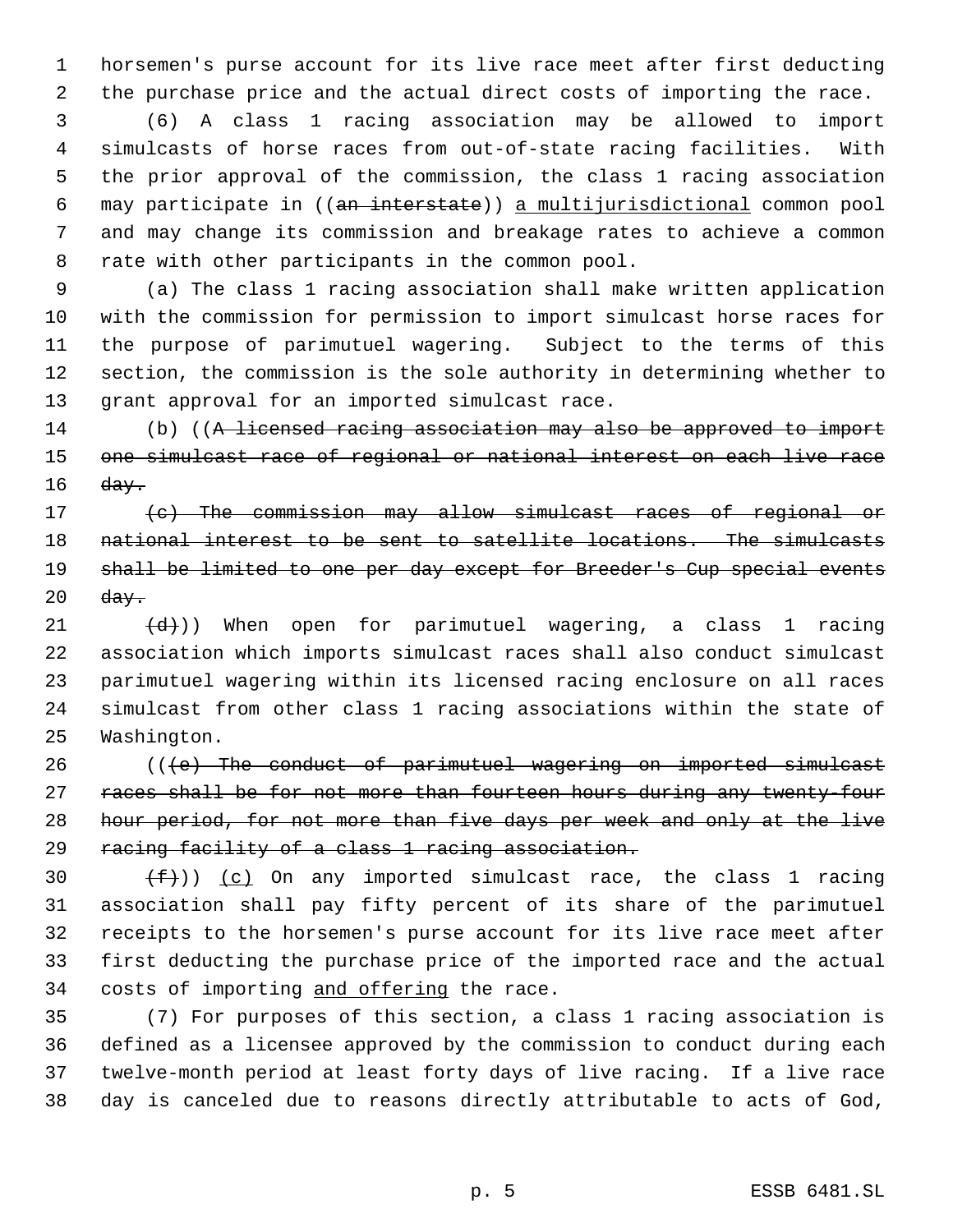horsemen's purse account for its live race meet after first deducting the purchase price and the actual direct costs of importing the race.

(6) A class 1 racing association may be allowed to import simulcasts of horse races from out-of-state racing facilities. With the prior approval of the commission, the class 1 racing association may participate in ((~~an interstate~~)) <u>a multijurisdictional</u> common pool and may change its commission and breakage rates to achieve a common rate with other participants in the common pool.

(a) The class 1 racing association shall make written application with the commission for permission to import simulcast horse races for the purpose of parimutuel wagering. Subject to the terms of this section, the commission is the sole authority in determining whether to grant approval for an imported simulcast race.

(b) ((~~A licensed racing association may also be approved to import one simulcast race of regional or national interest on each live race day.~~

~~(c) The commission may allow simulcast races of regional or national interest to be sent to satellite locations. The simulcasts shall be limited to one per day except for Breeder's Cup special events day.~~

~~(d)~~)) When open for parimutuel wagering, a class 1 racing association which imports simulcast races shall also conduct simulcast parimutuel wagering within its licensed racing enclosure on all races simulcast from other class 1 racing associations within the state of Washington.

((~~(e) The conduct of parimutuel wagering on imported simulcast races shall be for not more than fourteen hours during any twenty-four hour period, for not more than five days per week and only at the live racing facility of a class 1 racing association.~~

~~(f)~~)) <u>(c)</u> On any imported simulcast race, the class 1 racing association shall pay fifty percent of its share of the parimutuel receipts to the horsemen's purse account for its live race meet after first deducting the purchase price of the imported race and the actual costs of importing <u>and offering</u> the race.

(7) For purposes of this section, a class 1 racing association is defined as a licensee approved by the commission to conduct during each twelve-month period at least forty days of live racing. If a live race day is canceled due to reasons directly attributable to acts of God,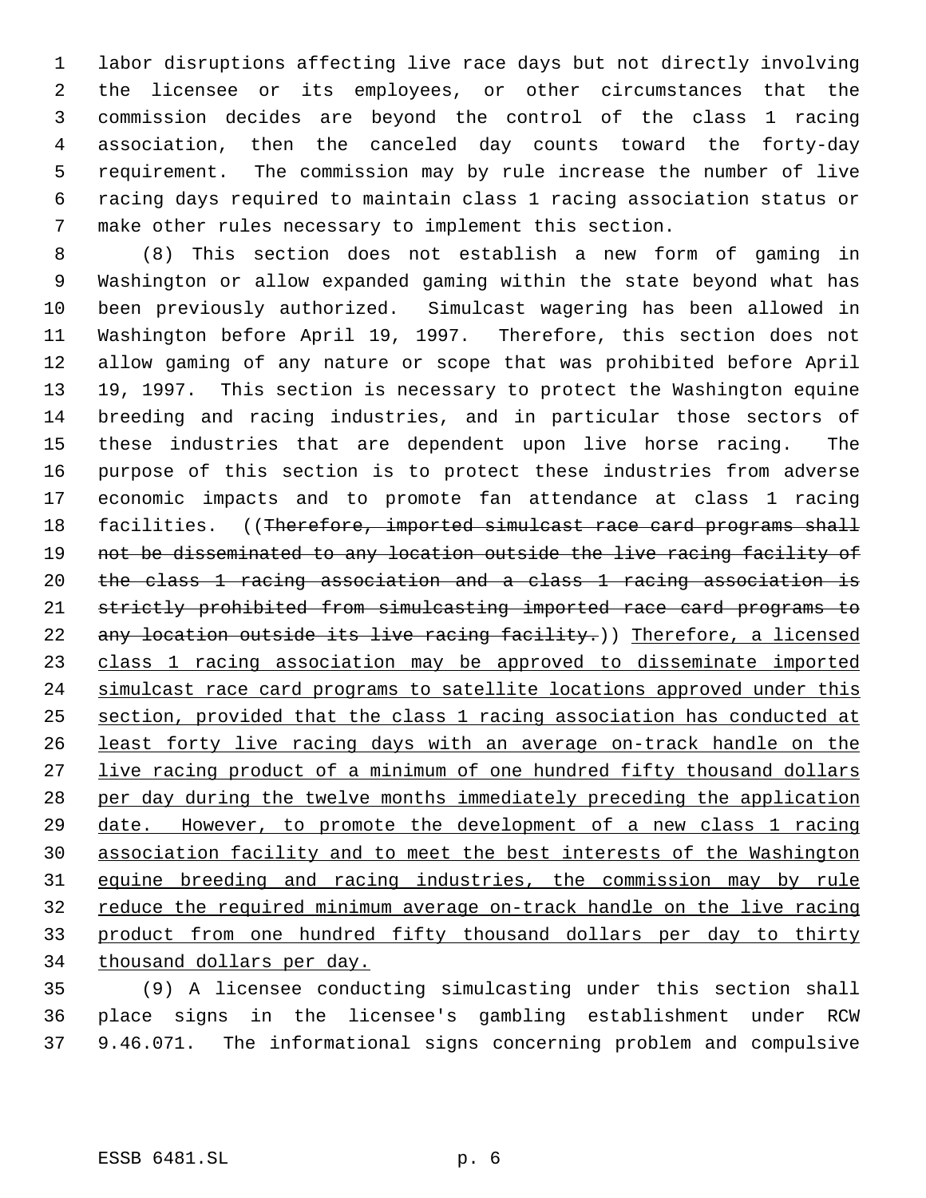labor disruptions affecting live race days but not directly involving the licensee or its employees, or other circumstances that the commission decides are beyond the control of the class 1 racing association, then the canceled day counts toward the forty-day requirement. The commission may by rule increase the number of live racing days required to maintain class 1 racing association status or make other rules necessary to implement this section.

(8) This section does not establish a new form of gaming in Washington or allow expanded gaming within the state beyond what has been previously authorized. Simulcast wagering has been allowed in Washington before April 19, 1997. Therefore, this section does not allow gaming of any nature or scope that was prohibited before April 19, 1997. This section is necessary to protect the Washington equine breeding and racing industries, and in particular those sectors of these industries that are dependent upon live horse racing. The purpose of this section is to protect these industries from adverse economic impacts and to promote fan attendance at class 1 racing facilities. ((~~Therefore, imported simulcast race card programs shall not be disseminated to any location outside the live racing facility of the class 1 racing association and a class 1 racing association is strictly prohibited from simulcasting imported race card programs to any location outside its live racing facility.~~)) <u>Therefore, a licensed class 1 racing association may be approved to disseminate imported simulcast race card programs to satellite locations approved under this section, provided that the class 1 racing association has conducted at least forty live racing days with an average on-track handle on the live racing product of a minimum of one hundred fifty thousand dollars per day during the twelve months immediately preceding the application date. However, to promote the development of a new class 1 racing association facility and to meet the best interests of the Washington equine breeding and racing industries, the commission may by rule reduce the required minimum average on-track handle on the live racing product from one hundred fifty thousand dollars per day to thirty thousand dollars per day.</u>

(9) A licensee conducting simulcasting under this section shall place signs in the licensee's gambling establishment under RCW 9.46.071. The informational signs concerning problem and compulsive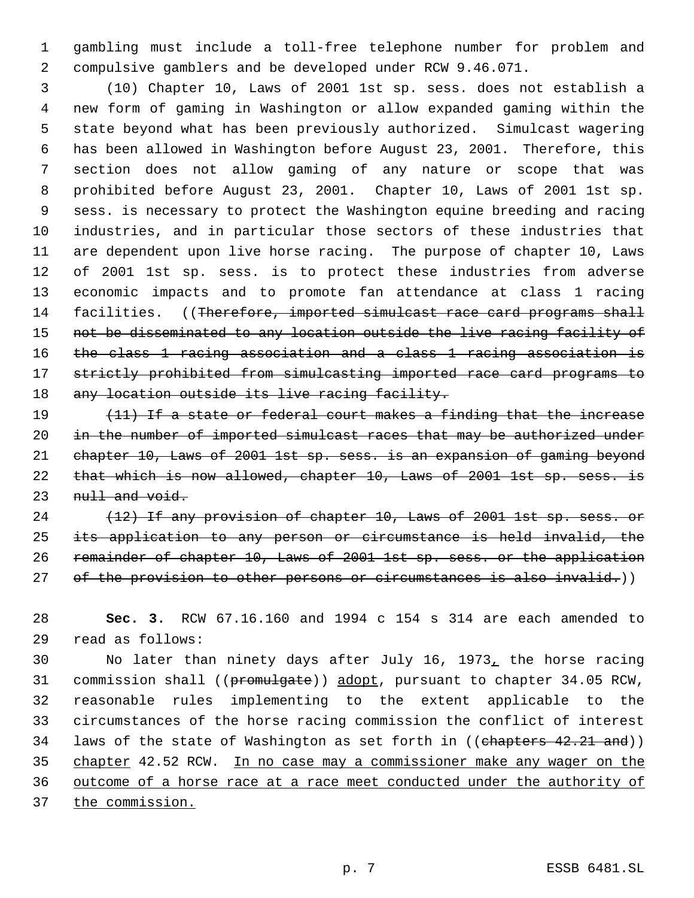gambling must include a toll-free telephone number for problem and compulsive gamblers and be developed under RCW 9.46.071.

(10) Chapter 10, Laws of 2001 1st sp. sess. does not establish a new form of gaming in Washington or allow expanded gaming within the state beyond what has been previously authorized. Simulcast wagering has been allowed in Washington before August 23, 2001. Therefore, this section does not allow gaming of any nature or scope that was prohibited before August 23, 2001. Chapter 10, Laws of 2001 1st sp. sess. is necessary to protect the Washington equine breeding and racing industries, and in particular those sectors of these industries that are dependent upon live horse racing. The purpose of chapter 10, Laws of 2001 1st sp. sess. is to protect these industries from adverse economic impacts and to promote fan attendance at class 1 racing facilities. ((~~Therefore, imported simulcast race card programs shall not be disseminated to any location outside the live racing facility of the class 1 racing association and a class 1 racing association is strictly prohibited from simulcasting imported race card programs to any location outside its live racing facility.~~

~~(11) If a state or federal court makes a finding that the increase in the number of imported simulcast races that may be authorized under chapter 10, Laws of 2001 1st sp. sess. is an expansion of gaming beyond that which is now allowed, chapter 10, Laws of 2001 1st sp. sess. is null and void.~~

~~(12) If any provision of chapter 10, Laws of 2001 1st sp. sess. or its application to any person or circumstance is held invalid, the remainder of chapter 10, Laws of 2001 1st sp. sess. or the application of the provision to other persons or circumstances is also invalid.~~))

**Sec. 3.** RCW 67.16.160 and 1994 c 154 s 314 are each amended to read as follows:

No later than ninety days after July 16, 1973<u>,</u> the horse racing commission shall ((~~promulgate~~)) <u>adopt</u>, pursuant to chapter 34.05 RCW, reasonable rules implementing to the extent applicable to the circumstances of the horse racing commission the conflict of interest laws of the state of Washington as set forth in ((~~chapters 42.21 and~~)) <u>chapter</u> 42.52 RCW. <u>In no case may a commissioner make any wager on the outcome of a horse race at a race meet conducted under the authority of the commission.</u>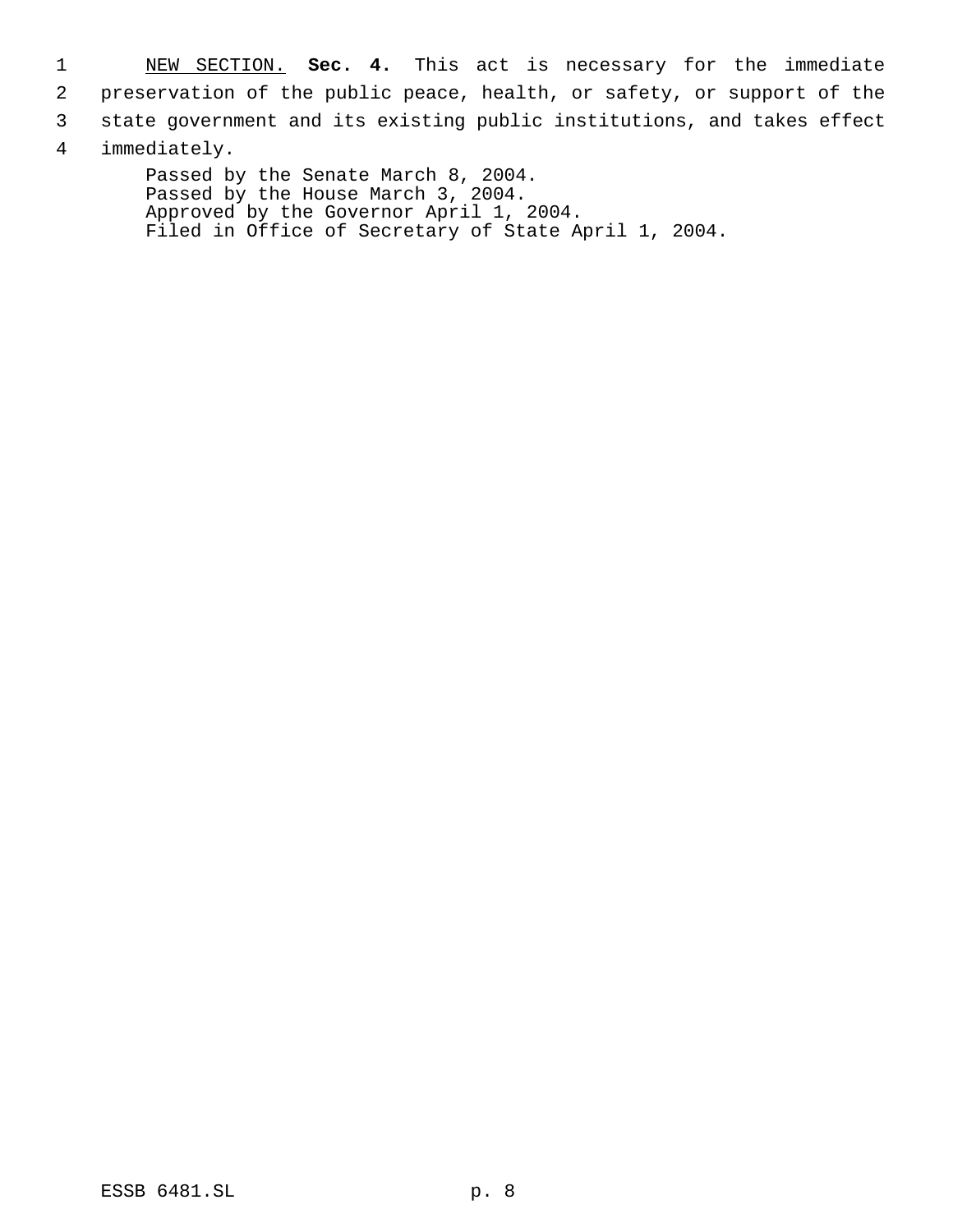<u>NEW SECTION.</u> **Sec. 4.** This act is necessary for the immediate preservation of the public peace, health, or safety, or support of the state government and its existing public institutions, and takes effect immediately.

Passed by the Senate March 8, 2004.
Passed by the House March 3, 2004.
Approved by the Governor April 1, 2004.
Filed in Office of Secretary of State April 1, 2004.